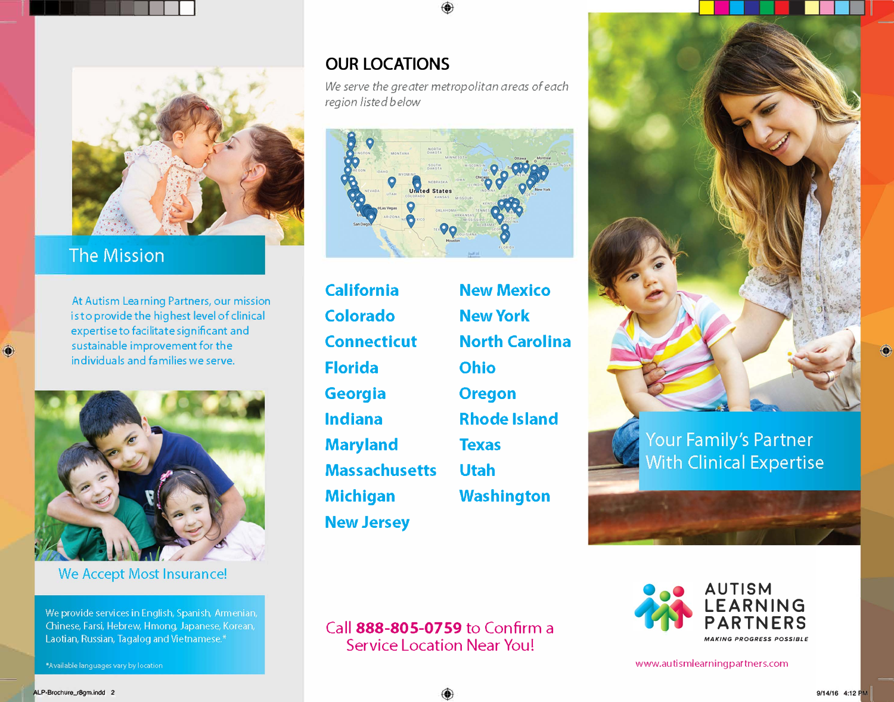## The Mission

At Autism Learning Partners, our mission is to provide the highest level of clinical expertise to facilitate significant and sustainable improvement for the individuals and families we serve.

We Accept Most Insurance!

We provide services in English, Spanish, Armenian, Chinese, Farsi, Hebrew, Hmong, Japanese, Korean, Laotian, Russian, Tagalog and Vietnamese.*

*Available languages vary by location

## OUR LOCATIONS

*We serve the greater metropolitan areas of each region listed below*

- California
- Colorado
- Connecticut
- Florida
- Georgia
- Indiana
- Maryland
- Massachusetts
- Michigan
- New Jersey
- New Mexico
- New York
- North Carolina
- Ohio
- Oregon
- Rhode Island
- Texas
- Utah
- Washington

Call **888-805-0759** to Confirm a Service Location Near You!

Your Family's Partner With Clinical Expertise

AUTISM LEARNING PARTNERS

MAKING PROGRESS POSSIBLE

www.autismlearningpartners.com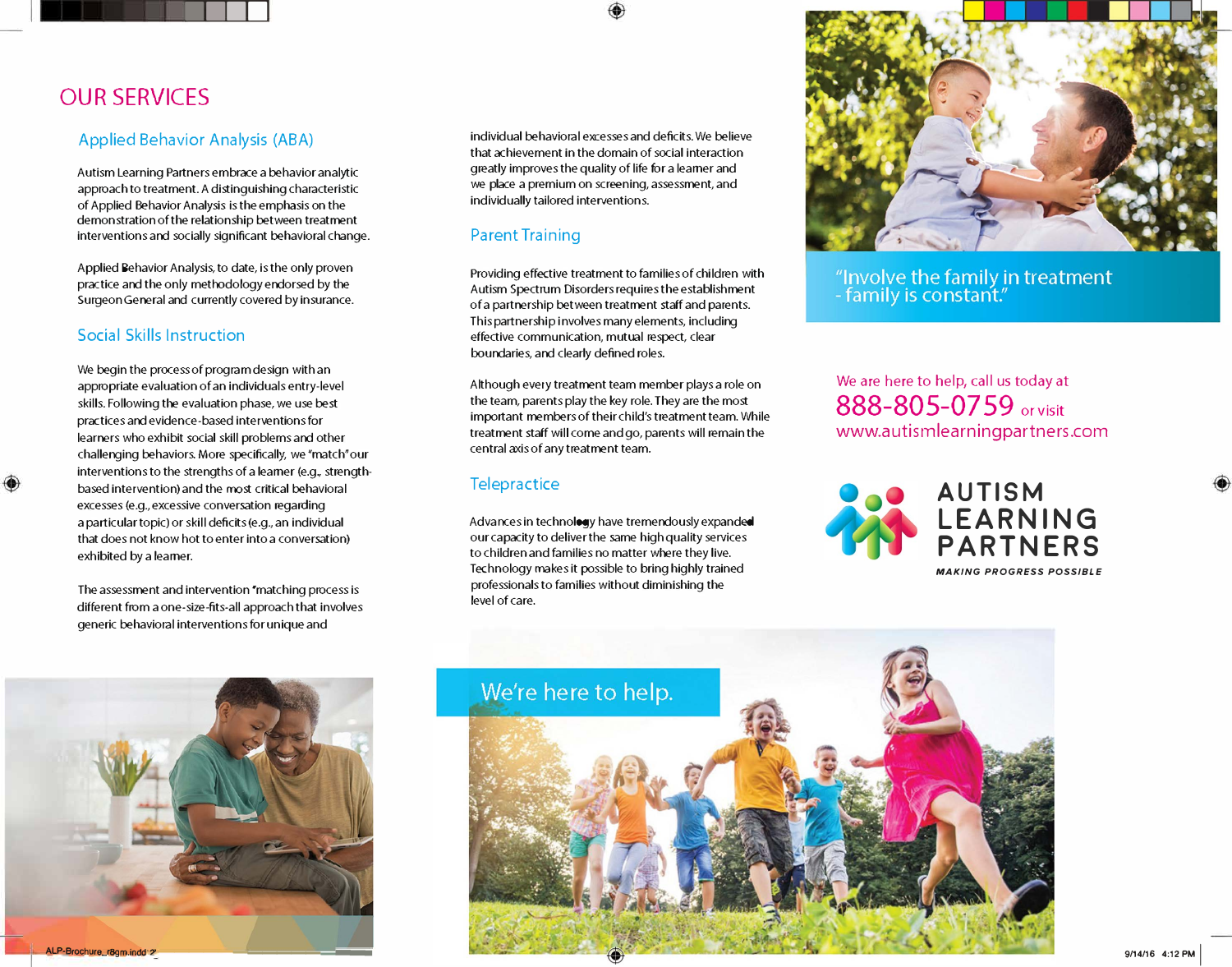# OUR SERVICES

## Applied Behavior Analysis (ABA)

Autism Learning Partners embrace a behavior analytic approach to treatment. A distinguishing characteristic of Applied Behavior Analysis is the emphasis on the demonstration of the relationship between treatment interventions and socially significant behavioral change.

Applied Behavior Analysis, to date, is the only proven practice and the only methodology endorsed by the Surgeon General and currently covered by insurance.

## Social Skills Instruction

We begin the process of program design with an appropriate evaluation of an individuals entry-level skills. Following the evaluation phase, we use best practices and evidence-based interventions for learners who exhibit social skill problems and other challenging behaviors. More specifically, we "match" our interventions to the strengths of a learner (e.g., strength-based intervention) and the most critical behavioral excesses (e.g., excessive conversation regarding a particular topic) or skill deficits (e.g., an individual that does not know hot to enter into a conversation) exhibited by a learner.

The assessment and intervention "matching process is different from a one-size-fits-all approach that involves generic behavioral interventions for unique and individual behavioral excesses and deficits. We believe that achievement in the domain of social interaction greatly improves the quality of life for a learner and we place a premium on screening, assessment, and individually tailored interventions.

## Parent Training

Providing effective treatment to families of children with Autism Spectrum Disorders requires the establishment of a partnership between treatment staff and parents. This partnership involves many elements, including effective communication, mutual respect, clear boundaries, and clearly defined roles.

Although every treatment team member plays a role on the team, parents play the key role. They are the most important members of their child's treatment team. While treatment staff will come and go, parents will remain the central axis of any treatment team.

## Telepractice

Advances in technology have tremendously expanded our capacity to deliver the same high quality services to children and families no matter where they live. Technology makes it possible to bring highly trained professionals to families without diminishing the level of care.

"Involve the family in treatment - family is constant."

We are here to help, call us today at **888-805-0759** or visit www.autismlearningpartners.com

AUTISM LEARNING PARTNERS

MAKING PROGRESS POSSIBLE

We're here to help.